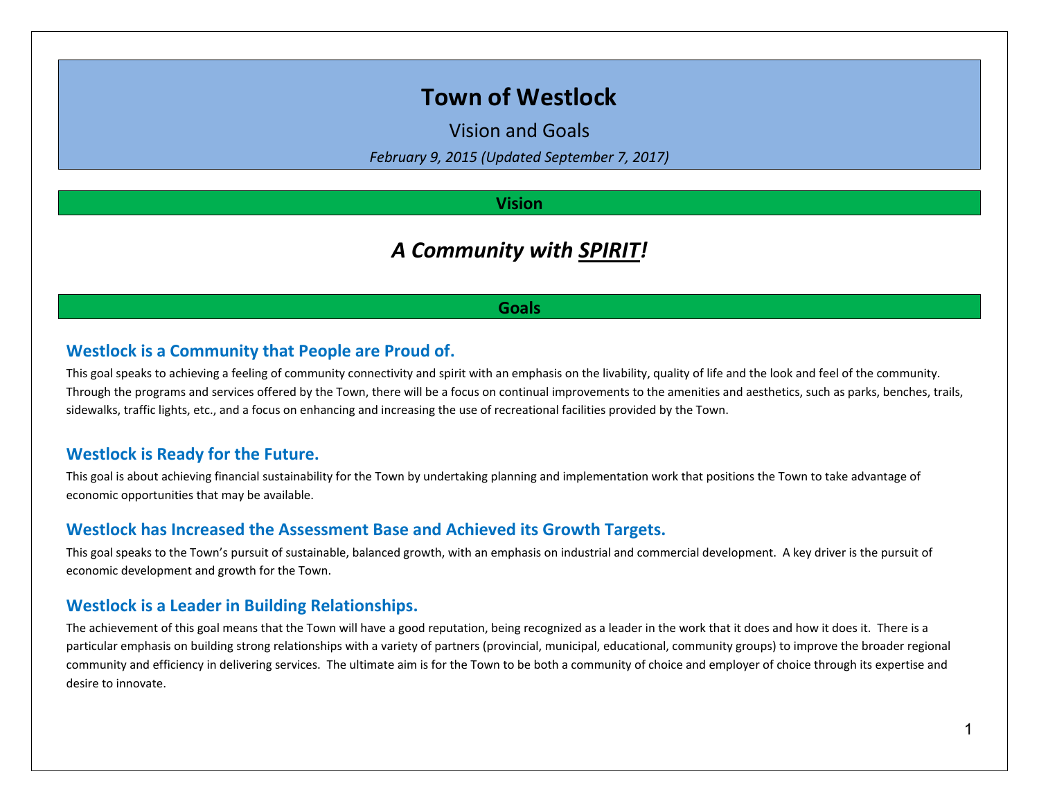# Town of Westlock

Vision and Goals

*February 9, 2015 (Updated September 7, 2017)*

## Vision

### *A Community with SPIRIT!*

## Goals

### Westlock is a Community that People are Proud of.

This goal speaks to achieving a feeling of community connectivity and spirit with an emphasis on the livability, quality of life and the look and feel of the community. Through the programs and services offered by the Town, there will be a focus on continual improvements to the amenities and aesthetics, such as parks, benches, trails, sidewalks, traffic lights, etc., and a focus on enhancing and increasing the use of recreational facilities provided by the Town.

### Westlock is Ready for the Future.

This goal is about achieving financial sustainability for the Town by undertaking planning and implementation work that positions the Town to take advantage of economic opportunities that may be available.

### Westlock has Increased the Assessment Base and Achieved its Growth Targets.

This goal speaks to the Town's pursuit of sustainable, balanced growth, with an emphasis on industrial and commercial development. A key driver is the pursuit of economic development and growth for the Town.

### Westlock is a Leader in Building Relationships.

The achievement of this goal means that the Town will have a good reputation, being recognized as a leader in the work that it does and how it does it. There is a particular emphasis on building strong relationships with a variety of partners (provincial, municipal, educational, community groups) to improve the broader regional community and efficiency in delivering services. The ultimate aim is for the Town to be both a community of choice and employer of choice through its expertise and desire to innovate.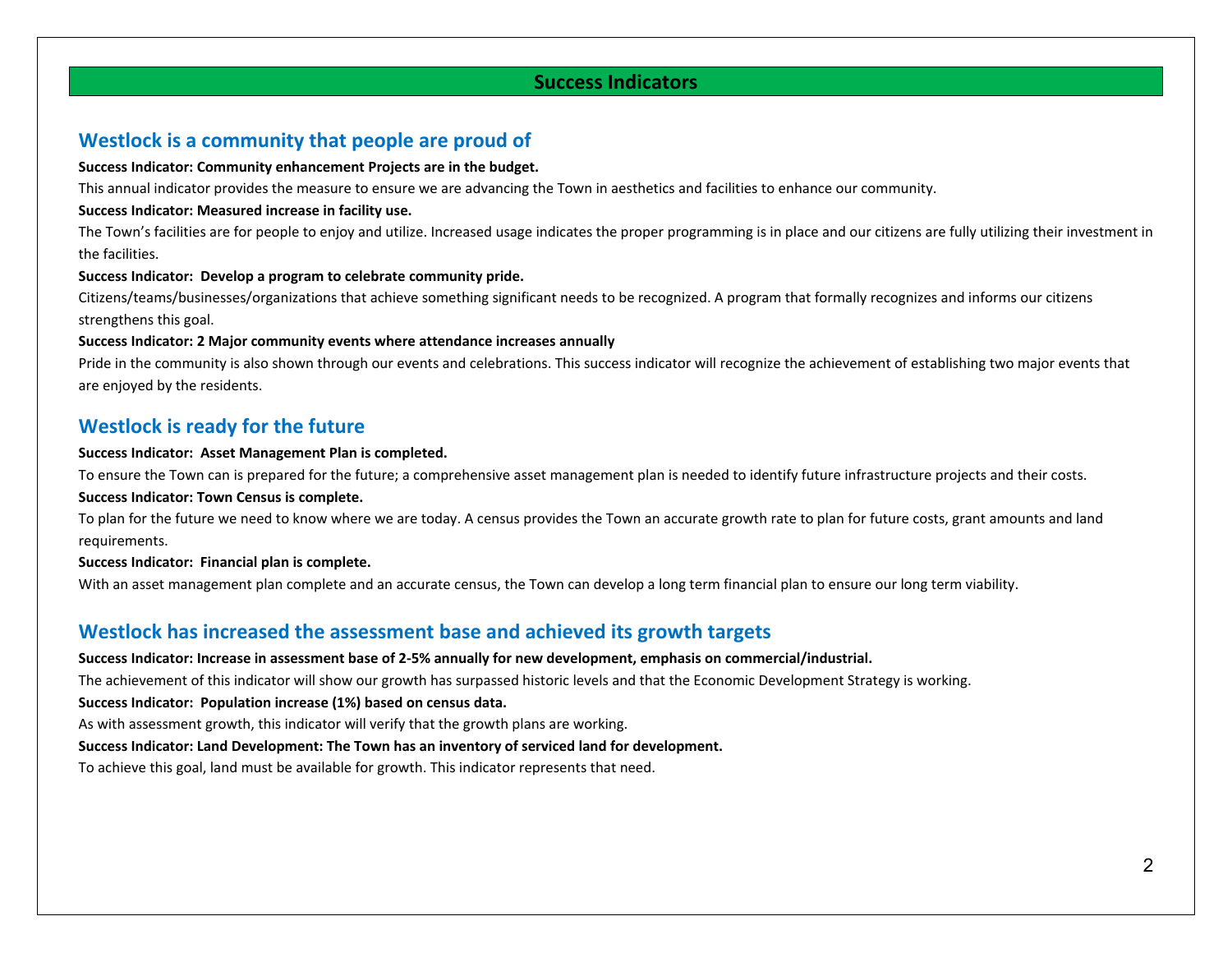# Success Indicators

## Westlock is a community that people are proud of

**Success Indicator: Community enhancement Projects are in the budget.**

This annual indicator provides the measure to ensure we are advancing the Town in aesthetics and facilities to enhance our community.

**Success Indicator: Measured increase in facility use.**

The Town's facilities are for people to enjoy and utilize. Increased usage indicates the proper programming is in place and our citizens are fully utilizing their investment in the facilities.

**Success Indicator: Develop a program to celebrate community pride.**

Citizens/teams/businesses/organizations that achieve something significant needs to be recognized. A program that formally recognizes and informs our citizens strengthens this goal.

**Success Indicator: 2 Major community events where attendance increases annually**

Pride in the community is also shown through our events and celebrations. This success indicator will recognize the achievement of establishing two major events that are enjoyed by the residents.

## Westlock is ready for the future

**Success Indicator: Asset Management Plan is completed.**

To ensure the Town can is prepared for the future; a comprehensive asset management plan is needed to identify future infrastructure projects and their costs.

**Success Indicator: Town Census is complete.**

To plan for the future we need to know where we are today. A census provides the Town an accurate growth rate to plan for future costs, grant amounts and land requirements.

**Success Indicator: Financial plan is complete.**

With an asset management plan complete and an accurate census, the Town can develop a long term financial plan to ensure our long term viability.

## Westlock has increased the assessment base and achieved its growth targets

**Success Indicator: Increase in assessment base of 2-5% annually for new development, emphasis on commercial/industrial.**

The achievement of this indicator will show our growth has surpassed historic levels and that the Economic Development Strategy is working.

**Success Indicator: Population increase (1%) based on census data.**

As with assessment growth, this indicator will verify that the growth plans are working.

**Success Indicator: Land Development: The Town has an inventory of serviced land for development.**

To achieve this goal, land must be available for growth. This indicator represents that need.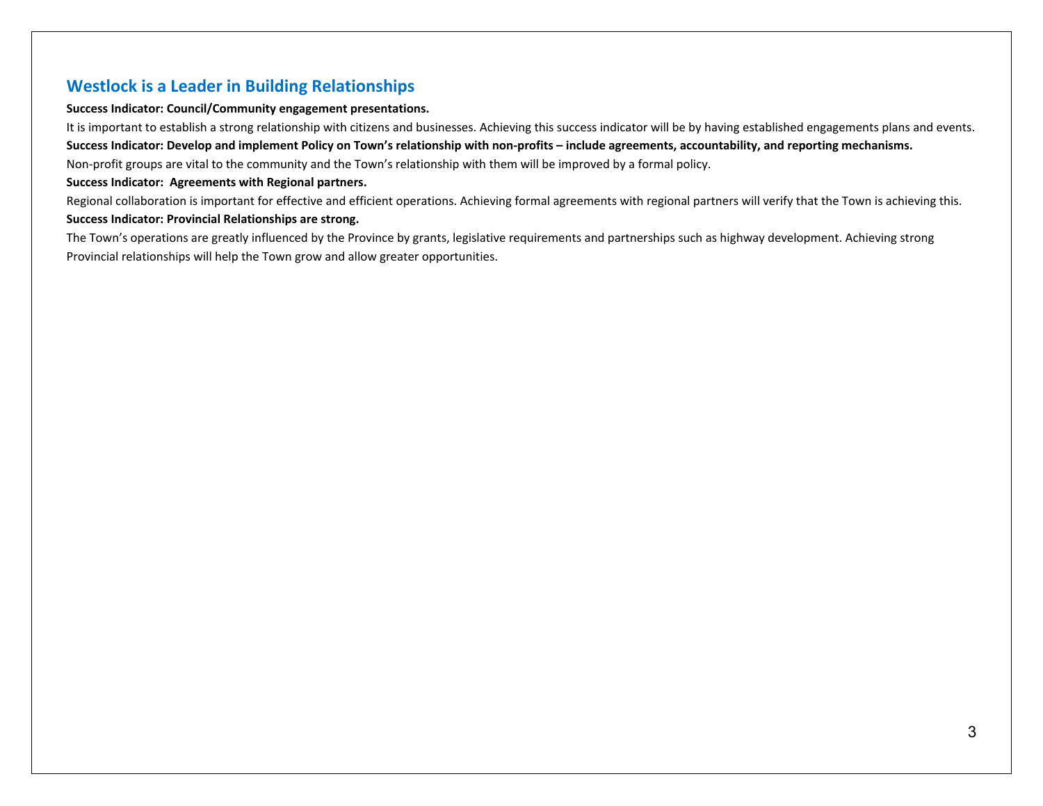## Westlock is a Leader in Building Relationships

**Success Indicator: Council/Community engagement presentations.**

It is important to establish a strong relationship with citizens and businesses. Achieving this success indicator will be by having established engagements plans and events.

**Success Indicator: Develop and implement Policy on Town's relationship with non-profits – include agreements, accountability, and reporting mechanisms.**

Non-profit groups are vital to the community and the Town's relationship with them will be improved by a formal policy.

**Success Indicator: Agreements with Regional partners.**

Regional collaboration is important for effective and efficient operations. Achieving formal agreements with regional partners will verify that the Town is achieving this.

**Success Indicator: Provincial Relationships are strong.**

The Town's operations are greatly influenced by the Province by grants, legislative requirements and partnerships such as highway development. Achieving strong Provincial relationships will help the Town grow and allow greater opportunities.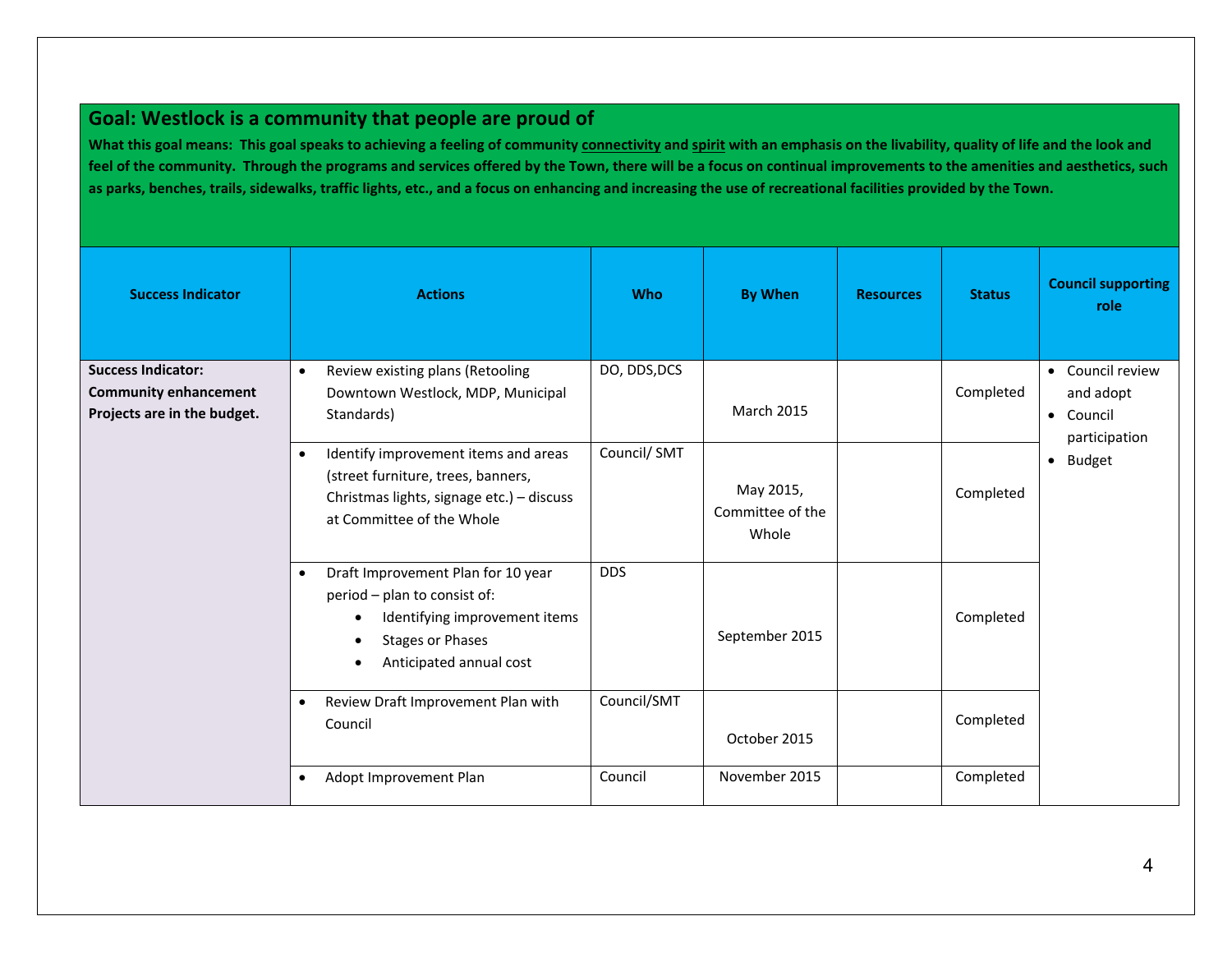## Goal: Westlock is a community that people are proud of

**What this goal means: This goal speaks to achieving a feeling of community connectivity and spirit with an emphasis on the livability, quality of life and the look and feel of the community. Through the programs and services offered by the Town, there will be a focus on continual improvements to the amenities and aesthetics, such as parks, benches, trails, sidewalks, traffic lights, etc., and a focus on enhancing and increasing the use of recreational facilities provided by the Town.**

| Success Indicator | Actions | Who | By When | Resources | Status | Council supporting role |
|---|---|---|---|---|---|---|
| **Success Indicator: Community enhancement Projects are in the budget.** | • Review existing plans (Retooling Downtown Westlock, MDP, Municipal Standards) | DO, DDS,DCS | March 2015 | | Completed | • Council review and adopt<br>• Council participation<br>• Budget |
| | • Identify improvement items and areas (street furniture, trees, banners, Christmas lights, signage etc.) – discuss at Committee of the Whole | Council/ SMT | May 2015, Committee of the Whole | | Completed | |
| | • Draft Improvement Plan for 10 year period – plan to consist of:<br>  • Identifying improvement items<br>  • Stages or Phases<br>  • Anticipated annual cost | DDS | September 2015 | | Completed | |
| | • Review Draft Improvement Plan with Council | Council/SMT | October 2015 | | Completed | |
| | • Adopt Improvement Plan | Council | November 2015 | | Completed | |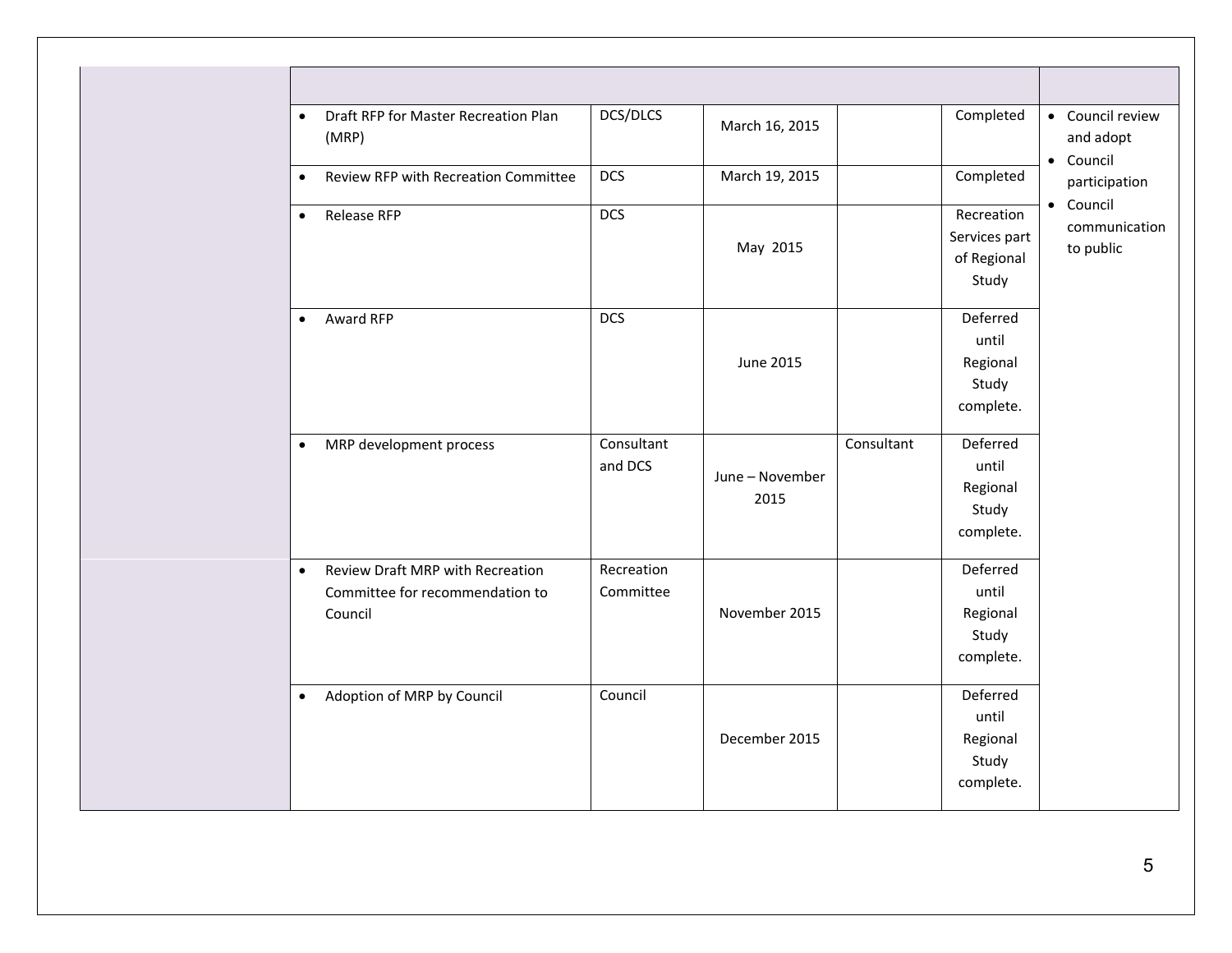| | | | | | | |
|---|---|---|---|---|---|---|
| | • Draft RFP for Master Recreation Plan (MRP) | DCS/DLCS | March 16, 2015 | | Completed | • Council review and adopt<br>• Council participation<br>• Council communication to public |
| | • Review RFP with Recreation Committee | DCS | March 19, 2015 | | Completed | |
| | • Release RFP | DCS | May 2015 | | Recreation Services part of Regional Study | |
| | • Award RFP | DCS | June 2015 | | Deferred until Regional Study complete. | |
| | • MRP development process | Consultant and DCS | June – November 2015 | Consultant | Deferred until Regional Study complete. | |
| | • Review Draft MRP with Recreation Committee for recommendation to Council | Recreation Committee | November 2015 | | Deferred until Regional Study complete. | |
| | • Adoption of MRP by Council | Council | December 2015 | | Deferred until Regional Study complete. | |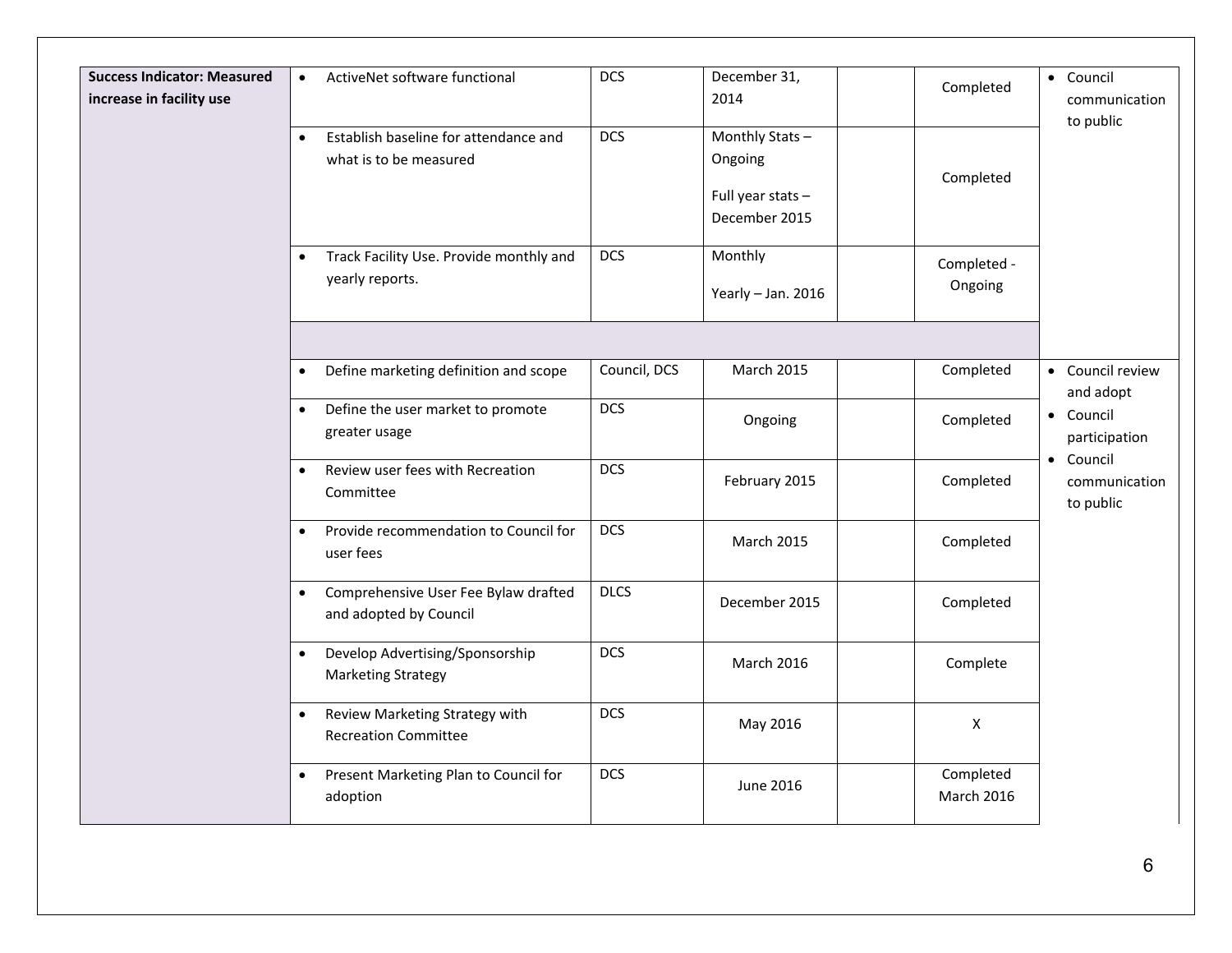| Success Indicator | Action | Responsibility | Timeline | | Status | Council Role |
|---|---|---|---|---|---|---|
| **Success Indicator: Measured increase in facility use** | • ActiveNet software functional | DCS | December 31, 2014 | | Completed | • Council communication to public |
| | • Establish baseline for attendance and what is to be measured | DCS | Monthly Stats – Ongoing<br>Full year stats – December 2015 | | Completed | |
| | • Track Facility Use. Provide monthly and yearly reports. | DCS | Monthly<br>Yearly – Jan. 2016 | | Completed - Ongoing | |
| | | | | | | |
| | • Define marketing definition and scope | Council, DCS | March 2015 | | Completed | • Council review and adopt<br>• Council participation<br>• Council communication to public |
| | • Define the user market to promote greater usage | DCS | Ongoing | | Completed | |
| | • Review user fees with Recreation Committee | DCS | February 2015 | | Completed | |
| | • Provide recommendation to Council for user fees | DCS | March 2015 | | Completed | |
| | • Comprehensive User Fee Bylaw drafted and adopted by Council | DLCS | December 2015 | | Completed | |
| | • Develop Advertising/Sponsorship Marketing Strategy | DCS | March 2016 | | Complete | |
| | • Review Marketing Strategy with Recreation Committee | DCS | May 2016 | | X | |
| | • Present Marketing Plan to Council for adoption | DCS | June 2016 | | Completed March 2016 | |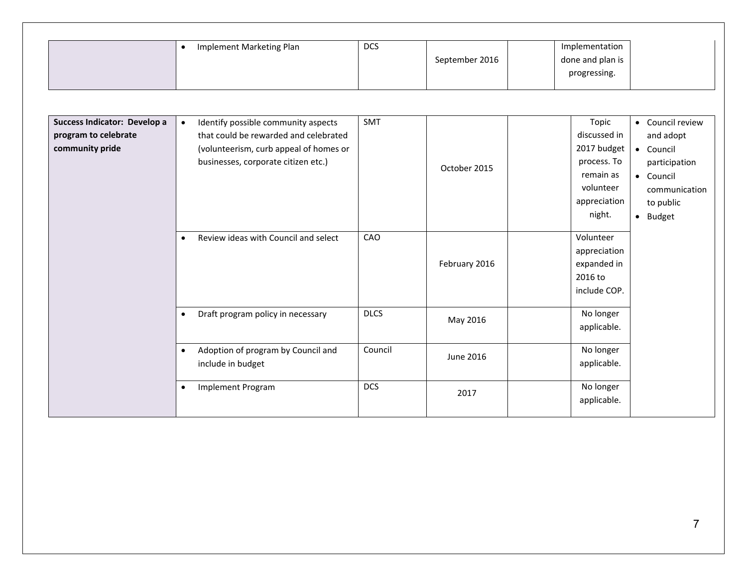| | | | | | | |
|---|---|---|---|---|---|---|
| | • Implement Marketing Plan | DCS | September 2016 | | Implementation done and plan is progressing. | |

| | | | | | | |
|---|---|---|---|---|---|---|
| **Success Indicator: Develop a program to celebrate community pride** | • Identify possible community aspects that could be rewarded and celebrated (volunteerism, curb appeal of homes or businesses, corporate citizen etc.) | SMT | October 2015 | | Topic discussed in 2017 budget process. To remain as volunteer appreciation night. | • Council review and adopt<br>• Council participation<br>• Council communication to public<br>• Budget |
| | • Review ideas with Council and select | CAO | February 2016 | | Volunteer appreciation expanded in 2016 to include COP. | |
| | • Draft program policy in necessary | DLCS | May 2016 | | No longer applicable. | |
| | • Adoption of program by Council and include in budget | Council | June 2016 | | No longer applicable. | |
| | • Implement Program | DCS | 2017 | | No longer applicable. | |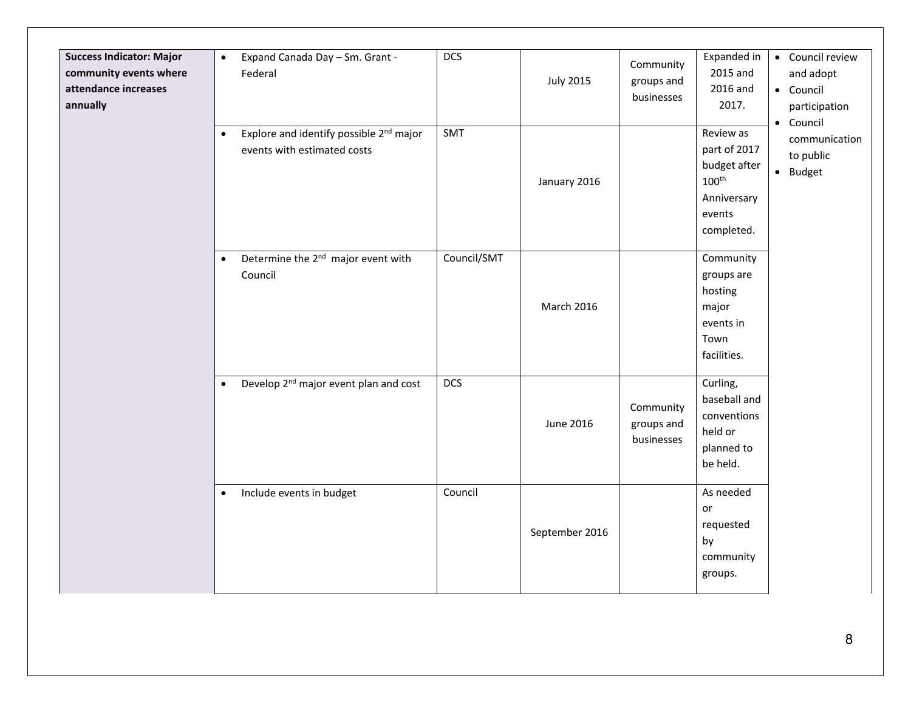| Success Indicator: Major community events where attendance increases annually | | | | | | |
|---|---|---|---|---|---|---|
| | • Expand Canada Day – Sm. Grant - Federal | DCS | July 2015 | Community groups and businesses | Expanded in 2015 and 2016 and 2017. | • Council review and adopt<br>• Council participation<br>• Council communication to public<br>• Budget |
| | • Explore and identify possible 2nd major events with estimated costs | SMT | January 2016 | | Review as part of 2017 budget after 100th Anniversary events completed. | |
| | • Determine the 2nd major event with Council | Council/SMT | March 2016 | | Community groups are hosting major events in Town facilities. | |
| | • Develop 2nd major event plan and cost | DCS | June 2016 | Community groups and businesses | Curling, baseball and conventions held or planned to be held. | |
| | • Include events in budget | Council | September 2016 | | As needed or requested by community groups. | |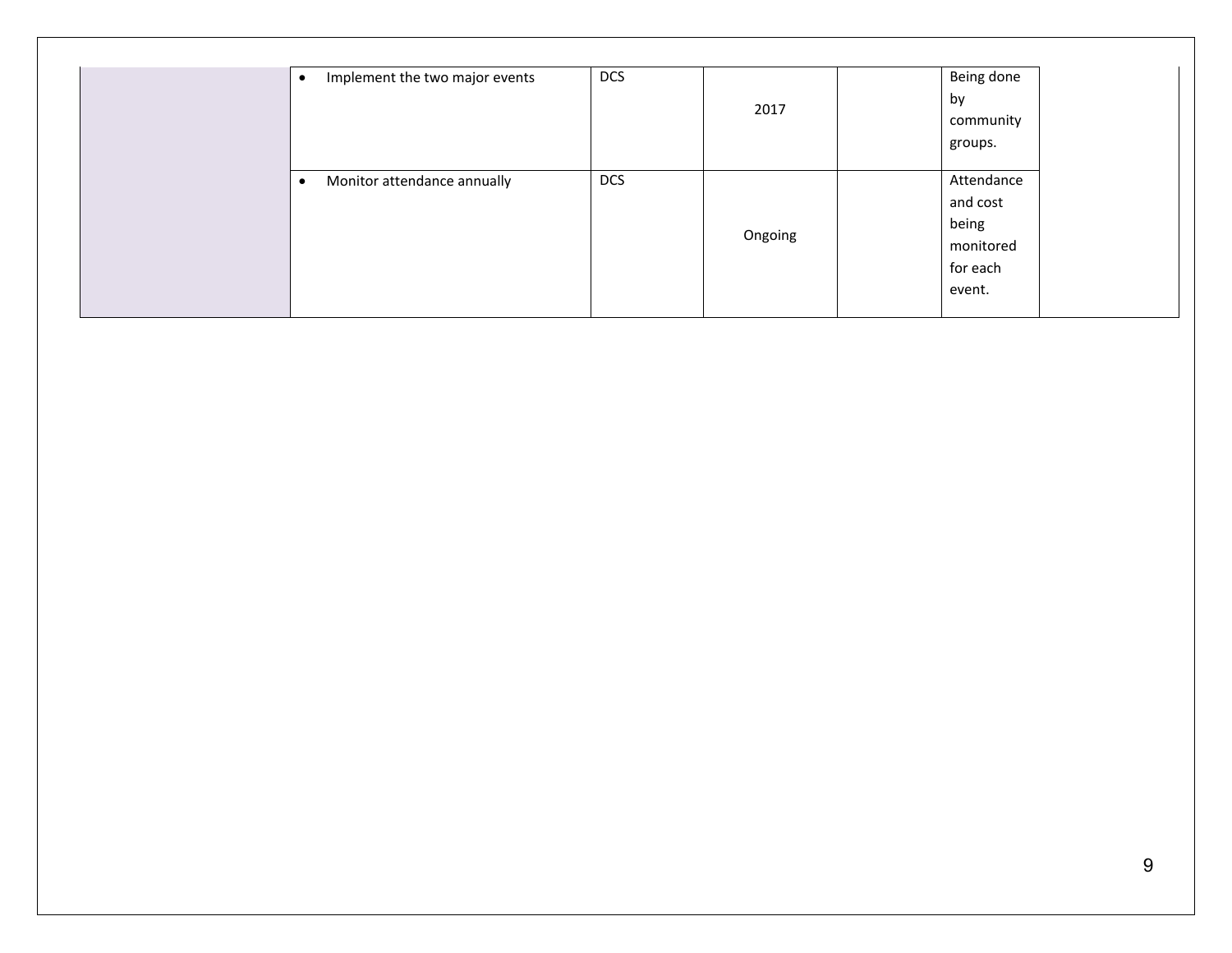| | | | | | | |
|---|---|---|---|---|---|---|
| | • Implement the two major events | DCS | 2017 | | Being done by community groups. | |
| | • Monitor attendance annually | DCS | Ongoing | | Attendance and cost being monitored for each event. | |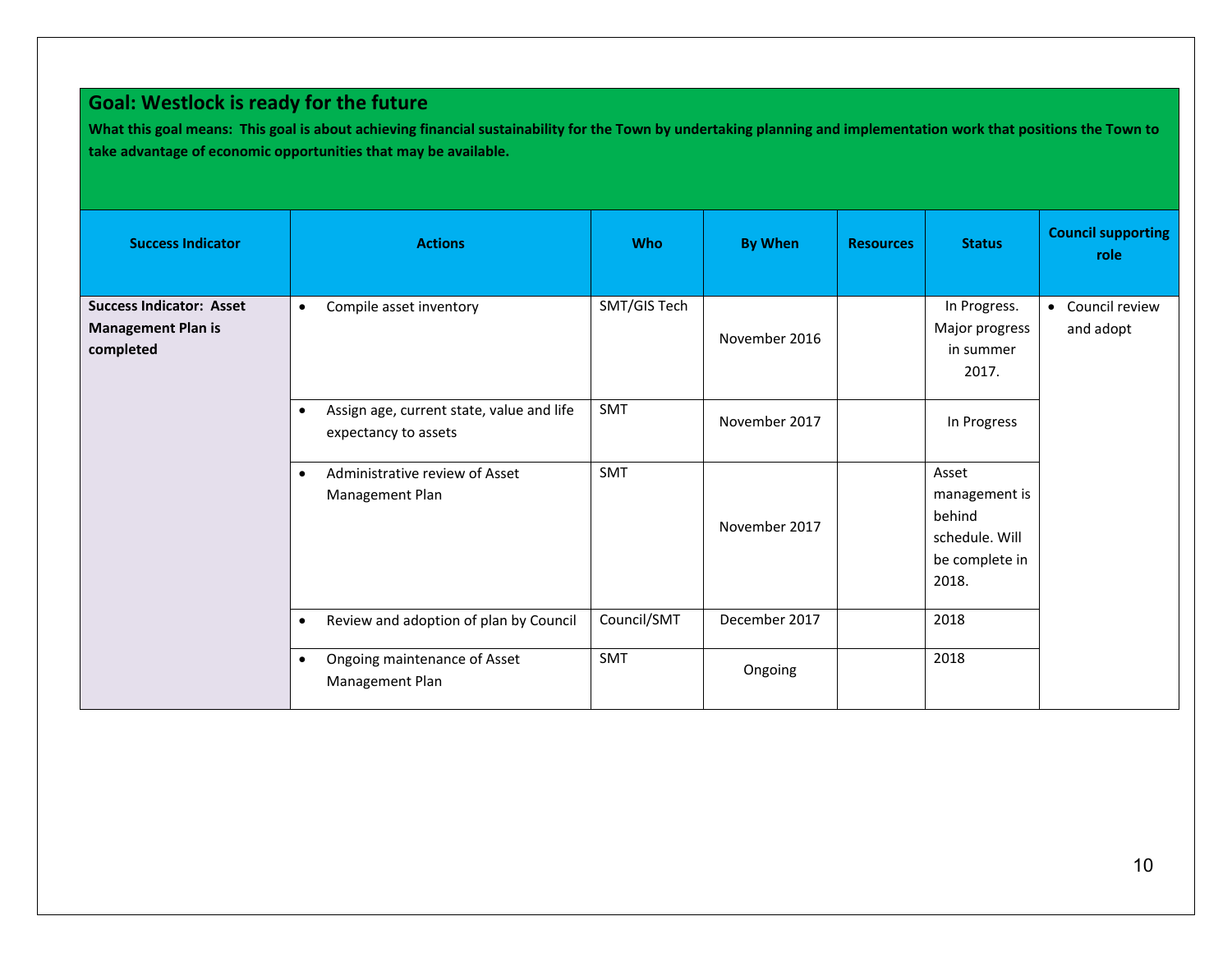## Goal: Westlock is ready for the future

**What this goal means: This goal is about achieving financial sustainability for the Town by undertaking planning and implementation work that positions the Town to take advantage of economic opportunities that may be available.**

| Success Indicator | Actions | Who | By When | Resources | Status | Council supporting role |
|---|---|---|---|---|---|---|
| **Success Indicator: Asset Management Plan is completed** | • Compile asset inventory | SMT/GIS Tech | November 2016 | | In Progress. Major progress in summer 2017. | • Council review and adopt |
| | • Assign age, current state, value and life expectancy to assets | SMT | November 2017 | | In Progress | |
| | • Administrative review of Asset Management Plan | SMT | November 2017 | | Asset management is behind schedule. Will be complete in 2018. | |
| | • Review and adoption of plan by Council | Council/SMT | December 2017 | | 2018 | |
| | • Ongoing maintenance of Asset Management Plan | SMT | Ongoing | | 2018 | |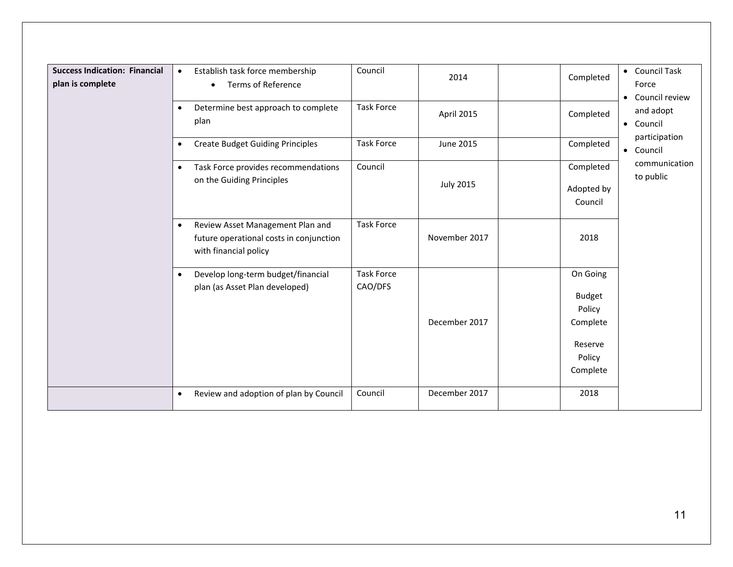| Success Indication: Financial plan is complete | | | | | | |
|---|---|---|---|---|---|---|
| **Success Indication: Financial plan is complete** | • Establish task force membership<br>  • Terms of Reference | Council | 2014 | | Completed | • Council Task Force<br>• Council review and adopt<br>• Council participation<br>• Council communication to public |
| | • Determine best approach to complete plan | Task Force | April 2015 | | Completed | |
| | • Create Budget Guiding Principles | Task Force | June 2015 | | Completed | |
| | • Task Force provides recommendations on the Guiding Principles | Council | July 2015 | | Completed<br><br>Adopted by Council | |
| | • Review Asset Management Plan and future operational costs in conjunction with financial policy | Task Force | November 2017 | | 2018 | |
| | • Develop long-term budget/financial plan (as Asset Plan developed) | Task Force CAO/DFS | December 2017 | | On Going<br><br>Budget Policy Complete<br><br>Reserve Policy Complete | |
| | • Review and adoption of plan by Council | Council | December 2017 | | 2018 | |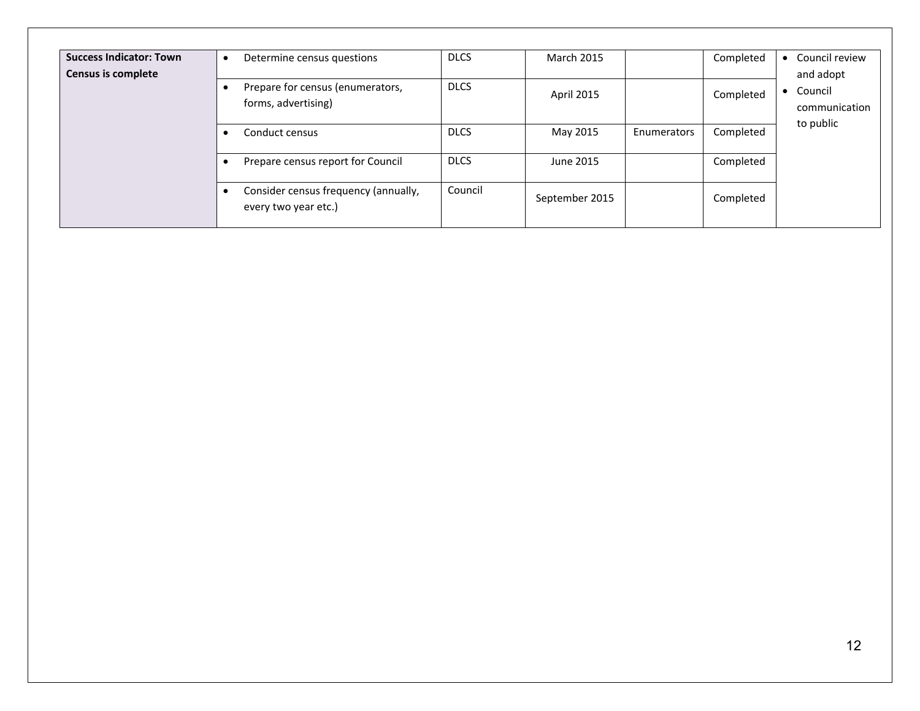| | | | | | | |
|---|---|---|---|---|---|---|
| **Success Indicator: Town Census is complete** | • Determine census questions | DLCS | March 2015 | | Completed | • Council review and adopt<br>• Council communication to public |
| | • Prepare for census (enumerators, forms, advertising) | DLCS | April 2015 | | Completed | |
| | • Conduct census | DLCS | May 2015 | Enumerators | Completed | |
| | • Prepare census report for Council | DLCS | June 2015 | | Completed | |
| | • Consider census frequency (annually, every two year etc.) | Council | September 2015 | | Completed | |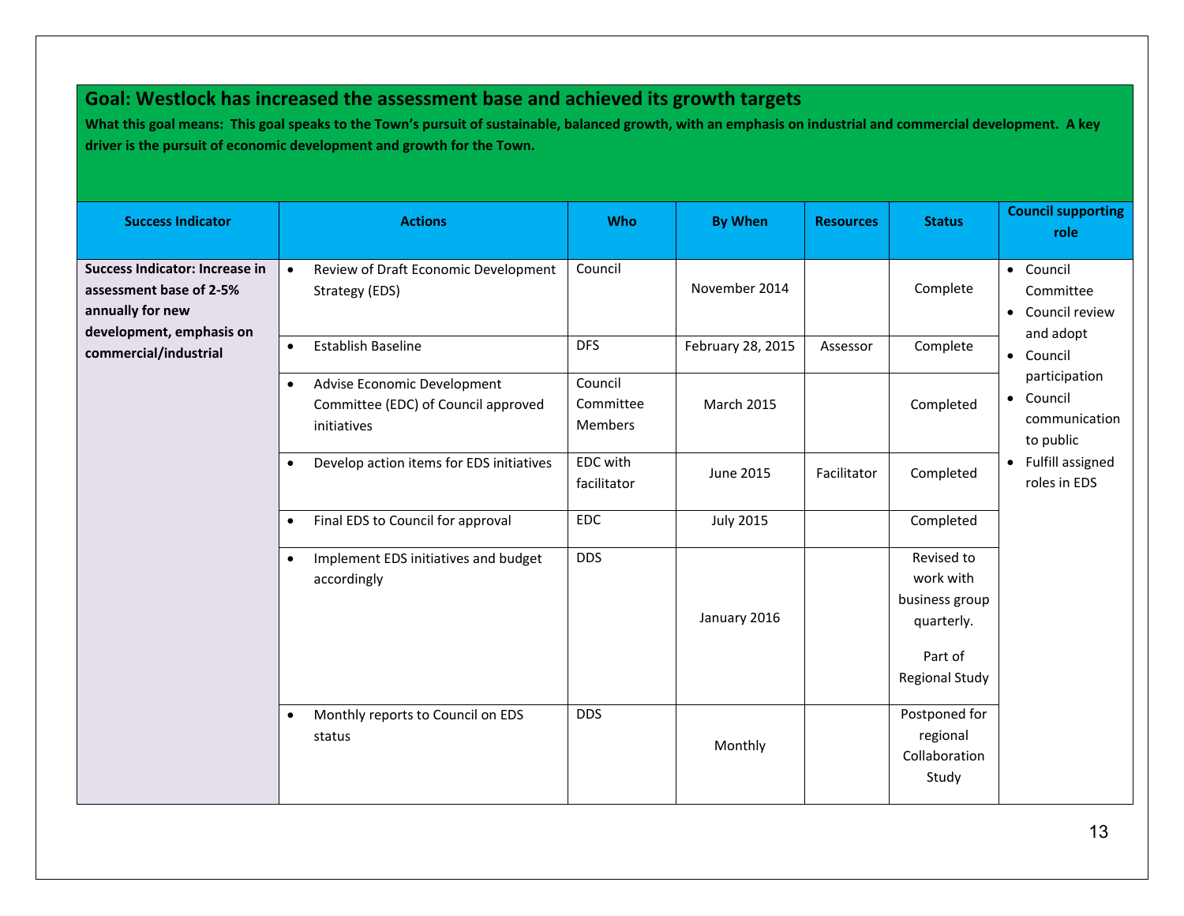## Goal: Westlock has increased the assessment base and achieved its growth targets

**What this goal means: This goal speaks to the Town's pursuit of sustainable, balanced growth, with an emphasis on industrial and commercial development. A key driver is the pursuit of economic development and growth for the Town.**

| Success Indicator | Actions | Who | By When | Resources | Status | Council supporting role |
|---|---|---|---|---|---|---|
| **Success Indicator: Increase in assessment base of 2-5% annually for new development, emphasis on commercial/industrial** | • Review of Draft Economic Development Strategy (EDS) | Council | November 2014 | | Complete | • Council Committee<br>• Council review and adopt<br>• Council participation<br>• Council communication to public<br>• Fulfill assigned roles in EDS |
| | • Establish Baseline | DFS | February 28, 2015 | Assessor | Complete | |
| | • Advise Economic Development Committee (EDC) of Council approved initiatives | Council Committee Members | March 2015 | | Completed | |
| | • Develop action items for EDS initiatives | EDC with facilitator | June 2015 | Facilitator | Completed | |
| | • Final EDS to Council for approval | EDC | July 2015 | | Completed | |
| | • Implement EDS initiatives and budget accordingly | DDS | January 2016 | | Revised to work with business group quarterly.<br><br>Part of Regional Study | |
| | • Monthly reports to Council on EDS status | DDS | Monthly | | Postponed for regional Collaboration Study | |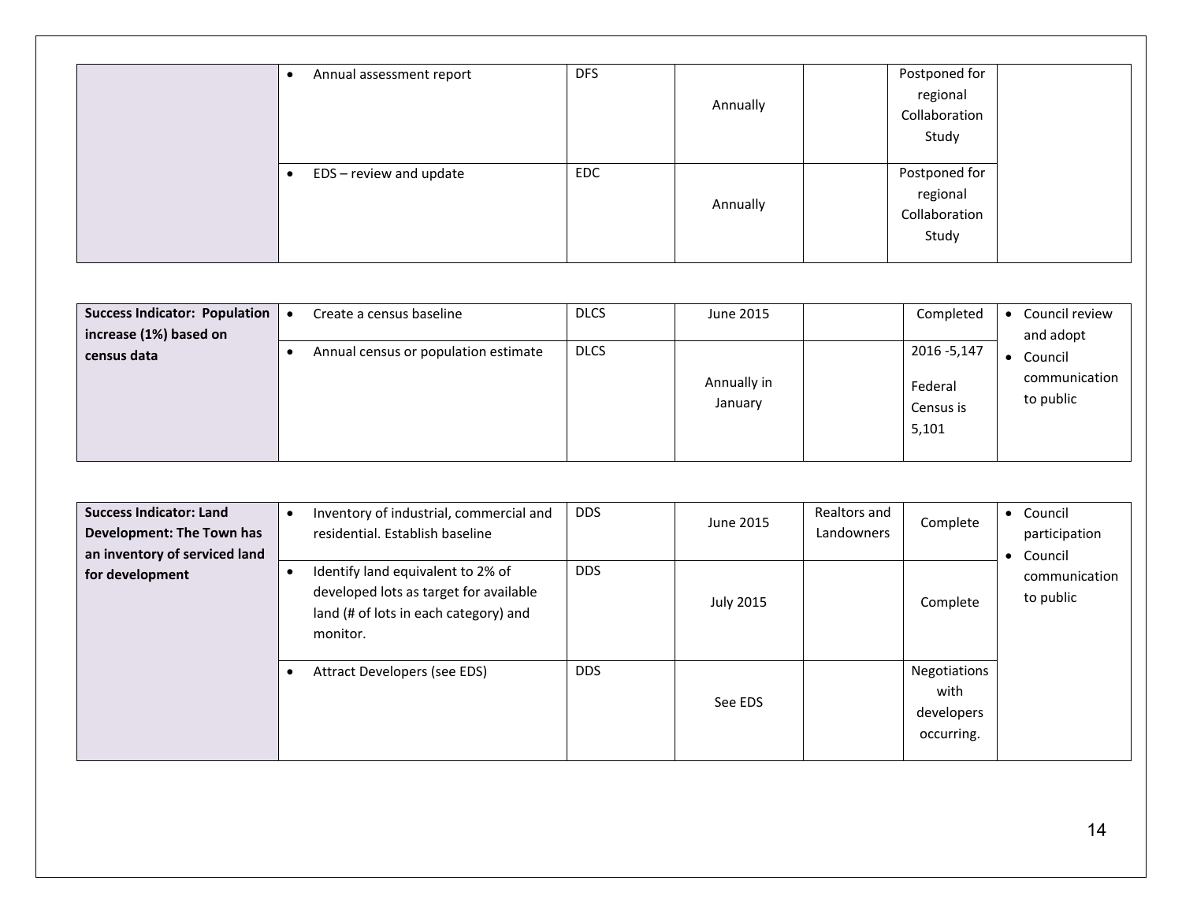| | | | | | | |
|---|---|---|---|---|---|---|
| | • Annual assessment report | DFS | Annually | | Postponed for regional Collaboration Study | |
| | • EDS – review and update | EDC | Annually | | Postponed for regional Collaboration Study | |

| | | | | | | |
|---|---|---|---|---|---|---|
| **Success Indicator: Population increase (1%) based on census data** | • Create a census baseline | DLCS | June 2015 | | Completed | • Council review and adopt<br>• Council communication to public |
| | • Annual census or population estimate | DLCS | Annually in January | | 2016 -5,147<br><br>Federal Census is 5,101 | |

| | | | | | | |
|---|---|---|---|---|---|---|
| **Success Indicator: Land Development: The Town has an inventory of serviced land for development** | • Inventory of industrial, commercial and residential. Establish baseline | DDS | June 2015 | Realtors and Landowners | Complete | • Council participation<br>• Council communication to public |
| | • Identify land equivalent to 2% of developed lots as target for available land (# of lots in each category) and monitor. | DDS | July 2015 | | Complete | |
| | • Attract Developers (see EDS) | DDS | See EDS | | Negotiations with developers occurring. | |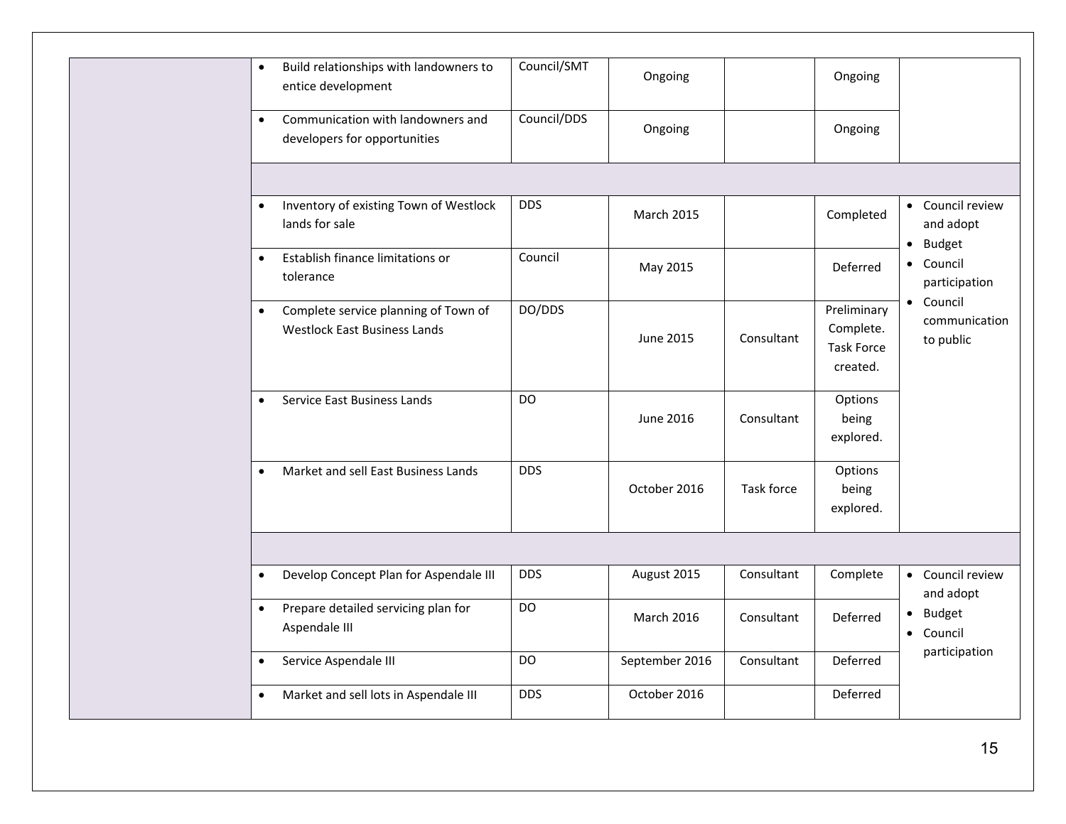| | | | | | | |
|---|---|---|---|---|---|---|
| | • Build relationships with landowners to entice development | Council/SMT | Ongoing | | Ongoing | |
| | • Communication with landowners and developers for opportunities | Council/DDS | Ongoing | | Ongoing | |
| | | | | | | |
| | • Inventory of existing Town of Westlock lands for sale | DDS | March 2015 | | Completed | • Council review and adopt<br>• Budget<br>• Council participation<br>• Council communication to public |
| | • Establish finance limitations or tolerance | Council | May 2015 | | Deferred | |
| | • Complete service planning of Town of Westlock East Business Lands | DO/DDS | June 2015 | Consultant | Preliminary Complete. Task Force created. | |
| | • Service East Business Lands | DO | June 2016 | Consultant | Options being explored. | |
| | • Market and sell East Business Lands | DDS | October 2016 | Task force | Options being explored. | |
| | | | | | | |
| | • Develop Concept Plan for Aspendale III | DDS | August 2015 | Consultant | Complete | • Council review and adopt<br>• Budget<br>• Council participation |
| | • Prepare detailed servicing plan for Aspendale III | DO | March 2016 | Consultant | Deferred | |
| | • Service Aspendale III | DO | September 2016 | Consultant | Deferred | |
| | • Market and sell lots in Aspendale III | DDS | October 2016 | | Deferred | |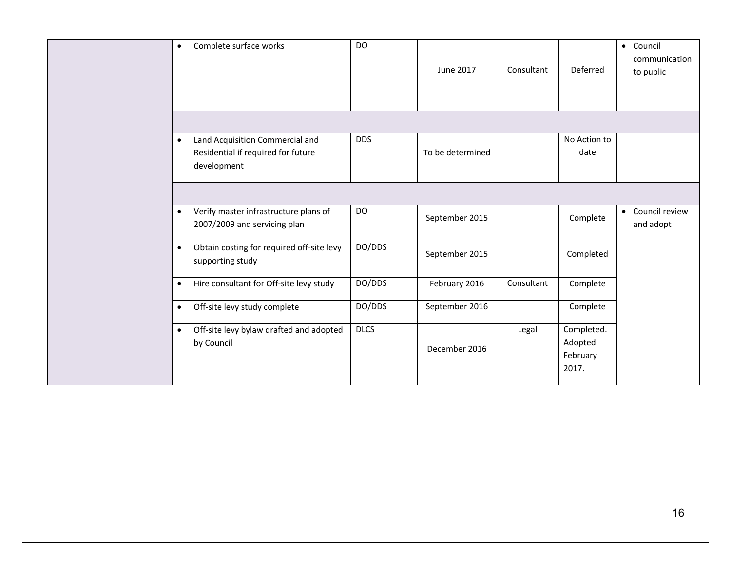| | | | | | | |
|---|---|---|---|---|---|---|
| | • Complete surface works | DO | June 2017 | Consultant | Deferred | • Council communication to public |
| | | | | | | |
| | • Land Acquisition Commercial and Residential if required for future development | DDS | To be determined | | No Action to date | |
| | | | | | | |
| | • Verify master infrastructure plans of 2007/2009 and servicing plan | DO | September 2015 | | Complete | • Council review and adopt |
| | • Obtain costing for required off-site levy supporting study | DO/DDS | September 2015 | | Completed | |
| | • Hire consultant for Off-site levy study | DO/DDS | February 2016 | Consultant | Complete | |
| | • Off-site levy study complete | DO/DDS | September 2016 | | Complete | |
| | • Off-site levy bylaw drafted and adopted by Council | DLCS | December 2016 | Legal | Completed. Adopted February 2017. | |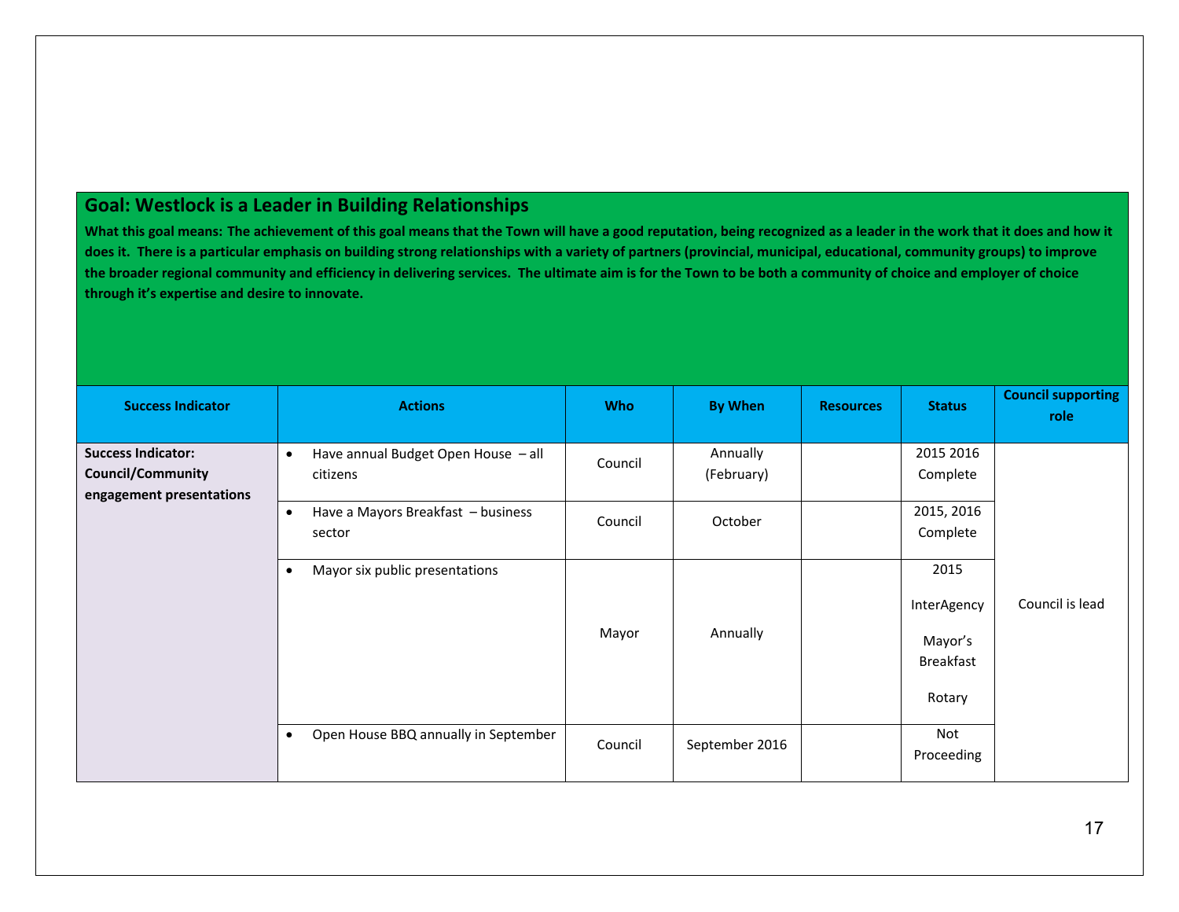## Goal: Westlock is a Leader in Building Relationships

**What this goal means: The achievement of this goal means that the Town will have a good reputation, being recognized as a leader in the work that it does and how it does it. There is a particular emphasis on building strong relationships with a variety of partners (provincial, municipal, educational, community groups) to improve the broader regional community and efficiency in delivering services. The ultimate aim is for the Town to be both a community of choice and employer of choice through it's expertise and desire to innovate.**

| Success Indicator | Actions | Who | By When | Resources | Status | Council supporting role |
|---|---|---|---|---|---|---|
| **Success Indicator: Council/Community engagement presentations** | • Have annual Budget Open House – all citizens | Council | Annually (February) | | 2015 2016 Complete | Council is lead |
| | • Have a Mayors Breakfast – business sector | Council | October | | 2015, 2016 Complete | |
| | • Mayor six public presentations | Mayor | Annually | | 2015<br>InterAgency<br>Mayor's Breakfast<br>Rotary | |
| | • Open House BBQ annually in September | Council | September 2016 | | Not Proceeding | |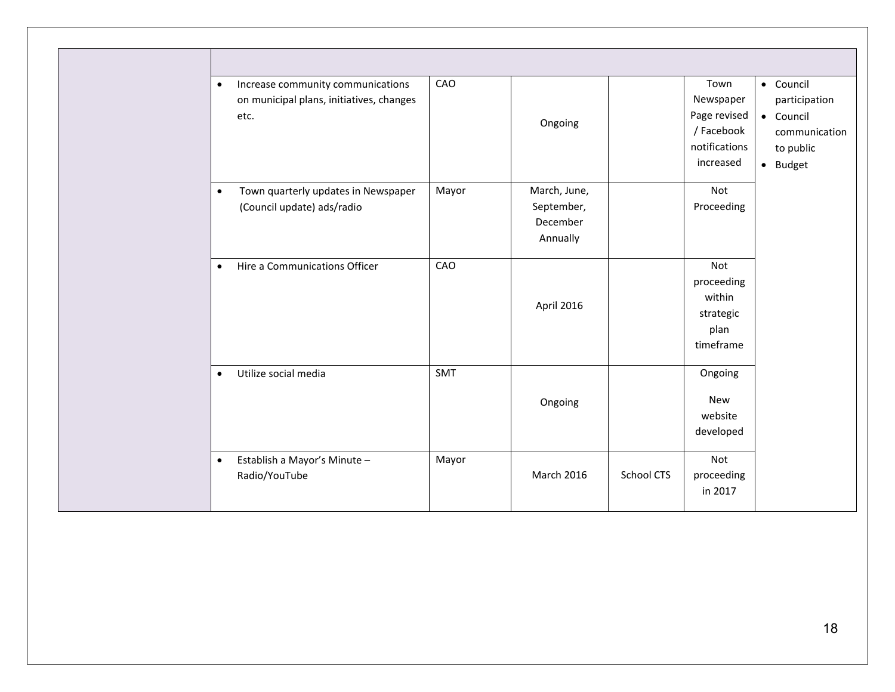| | | | | | | |
|---|---|---|---|---|---|---|
| | | | | | | |
| | • Increase community communications on municipal plans, initiatives, changes etc. | CAO | Ongoing | | Town Newspaper Page revised / Facebook notifications increased | • Council participation<br>• Council communication to public<br>• Budget |
| | • Town quarterly updates in Newspaper (Council update) ads/radio | Mayor | March, June, September, December Annually | | Not Proceeding | |
| | • Hire a Communications Officer | CAO | April 2016 | | Not proceeding within strategic plan timeframe | |
| | • Utilize social media | SMT | Ongoing | | Ongoing<br><br>New website developed | |
| | • Establish a Mayor's Minute – Radio/YouTube | Mayor | March 2016 | School CTS | Not proceeding in 2017 | |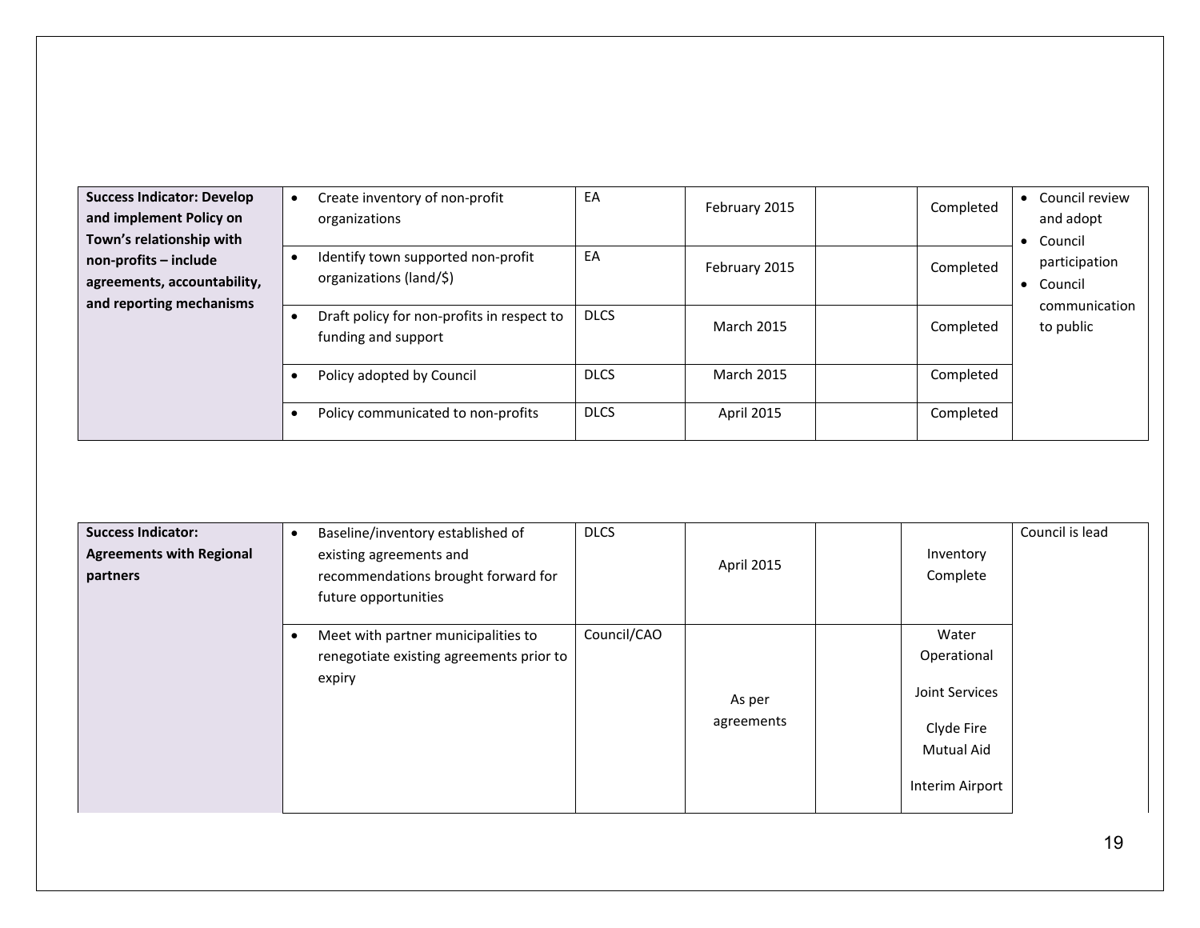| Success Indicator | Action | Responsibility | Target Date | | Status | Comments |
|---|---|---|---|---|---|---|
| **Success Indicator: Develop and implement Policy on Town's relationship with non-profits – include agreements, accountability, and reporting mechanisms** | • Create inventory of non-profit organizations | EA | February 2015 | | Completed | • Council review and adopt<br>• Council participation<br>• Council communication to public |
| | • Identify town supported non-profit organizations (land/$) | EA | February 2015 | | Completed | |
| | • Draft policy for non-profits in respect to funding and support | DLCS | March 2015 | | Completed | |
| | • Policy adopted by Council | DLCS | March 2015 | | Completed | |
| | • Policy communicated to non-profits | DLCS | April 2015 | | Completed | |

| Success Indicator | Action | Responsibility | Target Date | | Status | Comments |
|---|---|---|---|---|---|---|
| **Success Indicator: Agreements with Regional partners** | • Baseline/inventory established of existing agreements and recommendations brought forward for future opportunities | DLCS | April 2015 | | Inventory Complete | Council is lead |
| | • Meet with partner municipalities to renegotiate existing agreements prior to expiry | Council/CAO | As per agreements | | Water Operational<br><br>Joint Services<br><br>Clyde Fire Mutual Aid<br><br>Interim Airport | |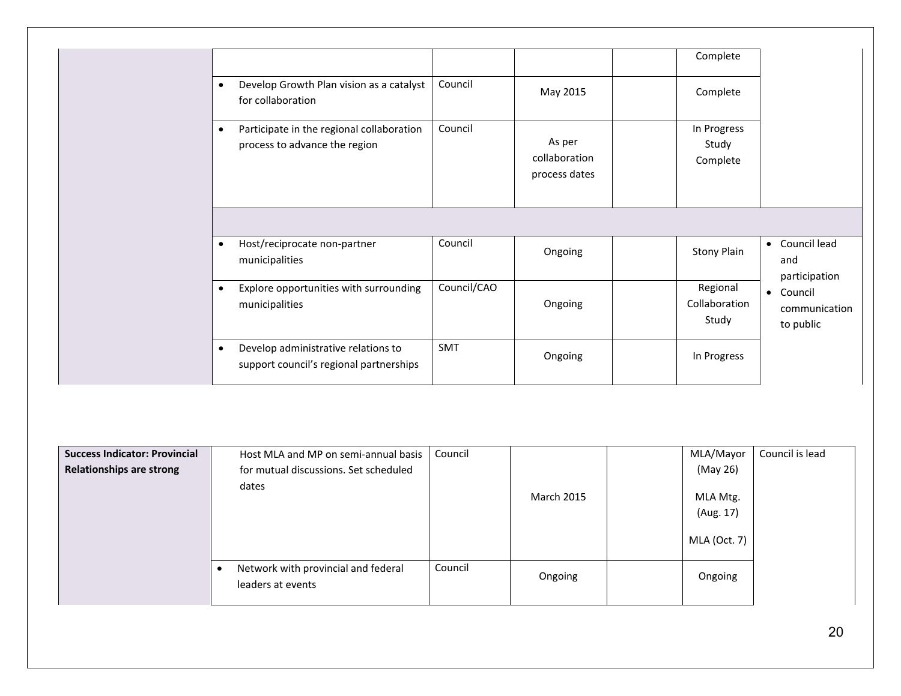| | | | | | | |
|---|---|---|---|---|---|---|
| | | | | | Complete | |
| | • Develop Growth Plan vision as a catalyst for collaboration | Council | May 2015 | | Complete | |
| | • Participate in the regional collaboration process to advance the region | Council | As per collaboration process dates | | In Progress Study Complete | |
| | | | | | | |
| | • Host/reciprocate non-partner municipalities | Council | Ongoing | | Stony Plain | • Council lead and participation • Council communication to public |
| | • Explore opportunities with surrounding municipalities | Council/CAO | Ongoing | | Regional Collaboration Study | |
| | • Develop administrative relations to support council's regional partnerships | SMT | Ongoing | | In Progress | |

| | | | | | | |
|---|---|---|---|---|---|---|
| **Success Indicator: Provincial Relationships are strong** | Host MLA and MP on semi-annual basis for mutual discussions. Set scheduled dates | Council | March 2015 | | MLA/Mayor (May 26) MLA Mtg. (Aug. 17) MLA (Oct. 7) | Council is lead |
| | • Network with provincial and federal leaders at events | Council | Ongoing | | Ongoing | |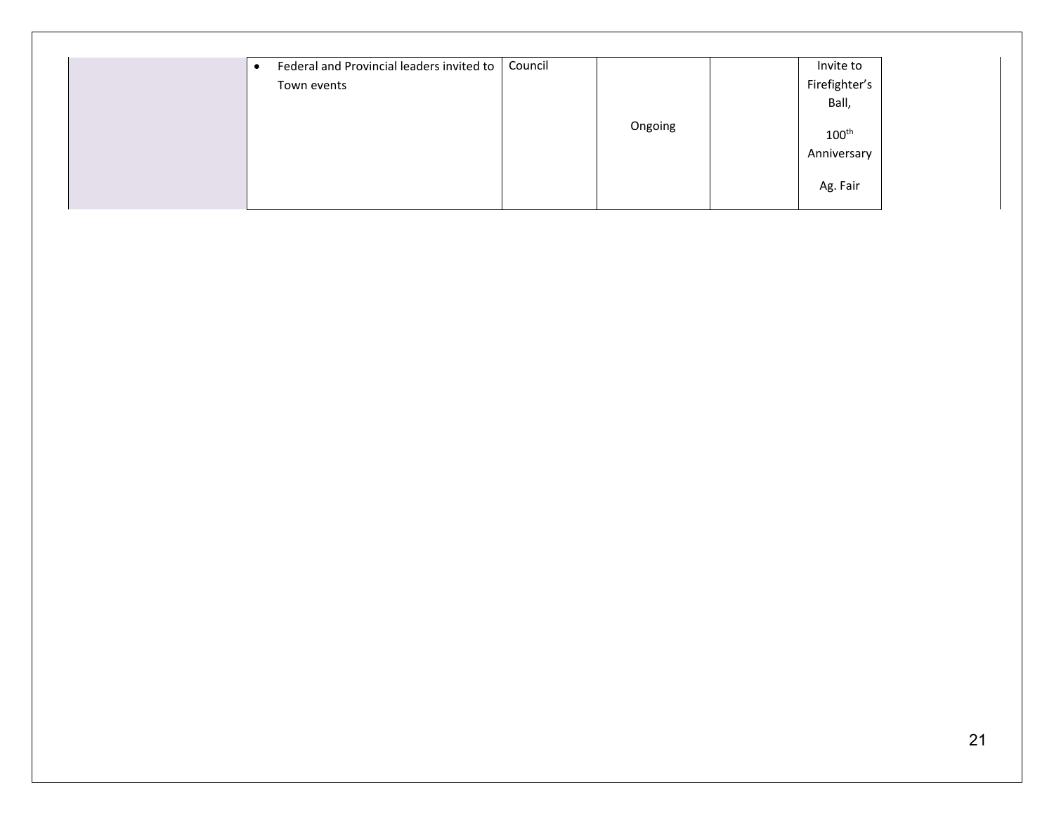| | | | | | |
|---|---|---|---|---|---|
| | • Federal and Provincial leaders invited to Town events | Council | Ongoing | | Invite to Firefighter's Ball, 100th Anniversary Ag. Fair |